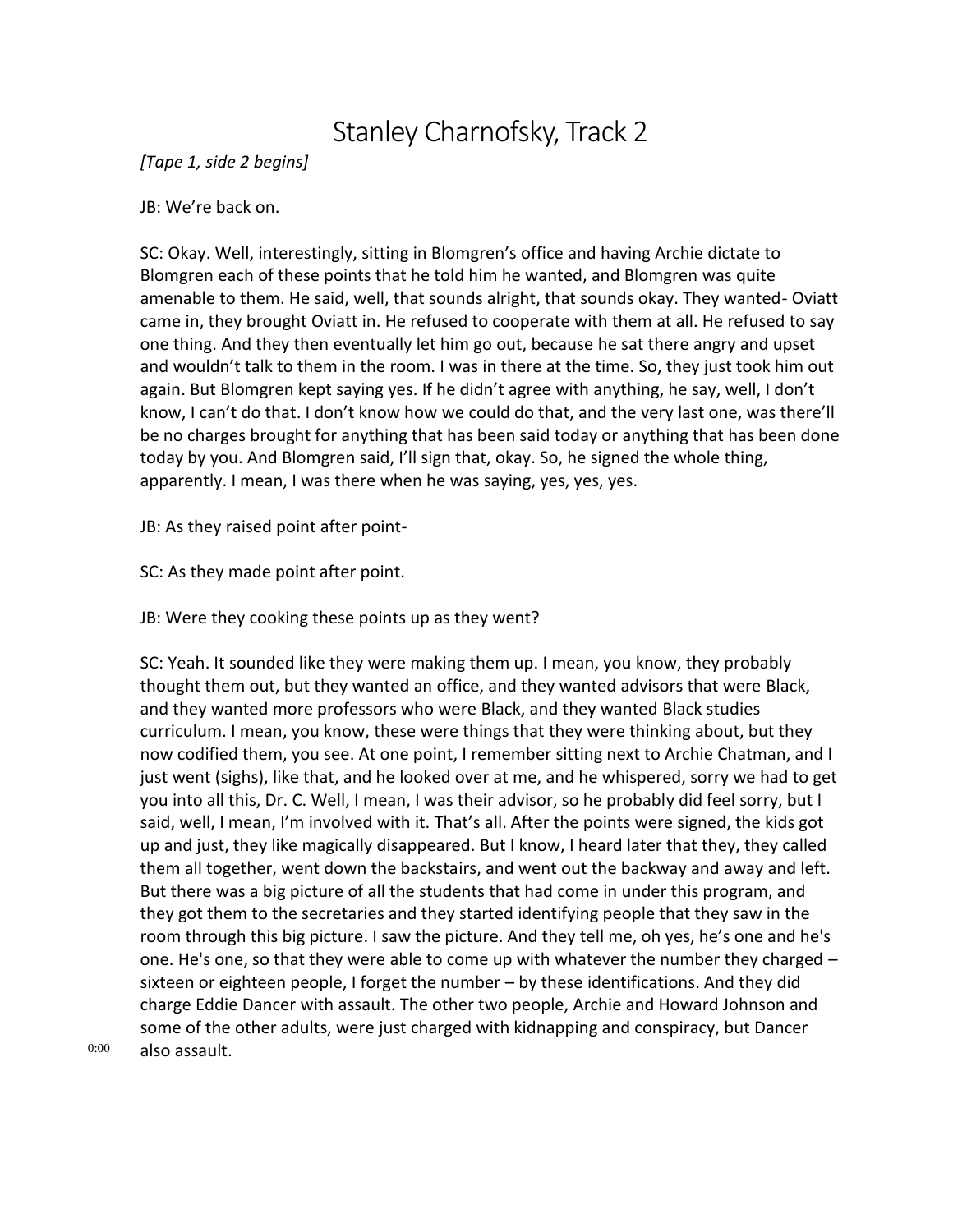# Stanley Charnofsky, Track 2

*[Tape 1, side 2 begins]*

JB: We're back on.

SC: Okay. Well, interestingly, sitting in Blomgren's office and having Archie dictate to Blomgren each of these points that he told him he wanted, and Blomgren was quite amenable to them. He said, well, that sounds alright, that sounds okay. They wanted- Oviatt came in, they brought Oviatt in. He refused to cooperate with them at all. He refused to say one thing. And they then eventually let him go out, because he sat there angry and upset and wouldn't talk to them in the room. I was in there at the time. So, they just took him out again. But Blomgren kept saying yes. If he didn't agree with anything, he say, well, I don't know, I can't do that. I don't know how we could do that, and the very last one, was there'll be no charges brought for anything that has been said today or anything that has been done today by you. And Blomgren said, I'll sign that, okay. So, he signed the whole thing, apparently. I mean, I was there when he was saying, yes, yes, yes.

JB: As they raised point after point-

SC: As they made point after point.

JB: Were they cooking these points up as they went?

SC: Yeah. It sounded like they were making them up. I mean, you know, they probably thought them out, but they wanted an office, and they wanted advisors that were Black, and they wanted more professors who were Black, and they wanted Black studies curriculum. I mean, you know, these were things that they were thinking about, but they now codified them, you see. At one point, I remember sitting next to Archie Chatman, and I just went (sighs), like that, and he looked over at me, and he whispered, sorry we had to get you into all this, Dr. C. Well, I mean, I was their advisor, so he probably did feel sorry, but I said, well, I mean, I'm involved with it. That's all. After the points were signed, the kids got up and just, they like magically disappeared. But I know, I heard later that they, they called them all together, went down the backstairs, and went out the backway and away and left. But there was a big picture of all the students that had come in under this program, and they got them to the secretaries and they started identifying people that they saw in the room through this big picture. I saw the picture. And they tell me, oh yes, he's one and he's one. He's one, so that they were able to come up with whatever the number they charged – sixteen or eighteen people, I forget the number – by these identifications. And they did charge Eddie Dancer with assault. The other two people, Archie and Howard Johnson and some of the other adults, were just charged with kidnapping and conspiracy, but Dancer also assault.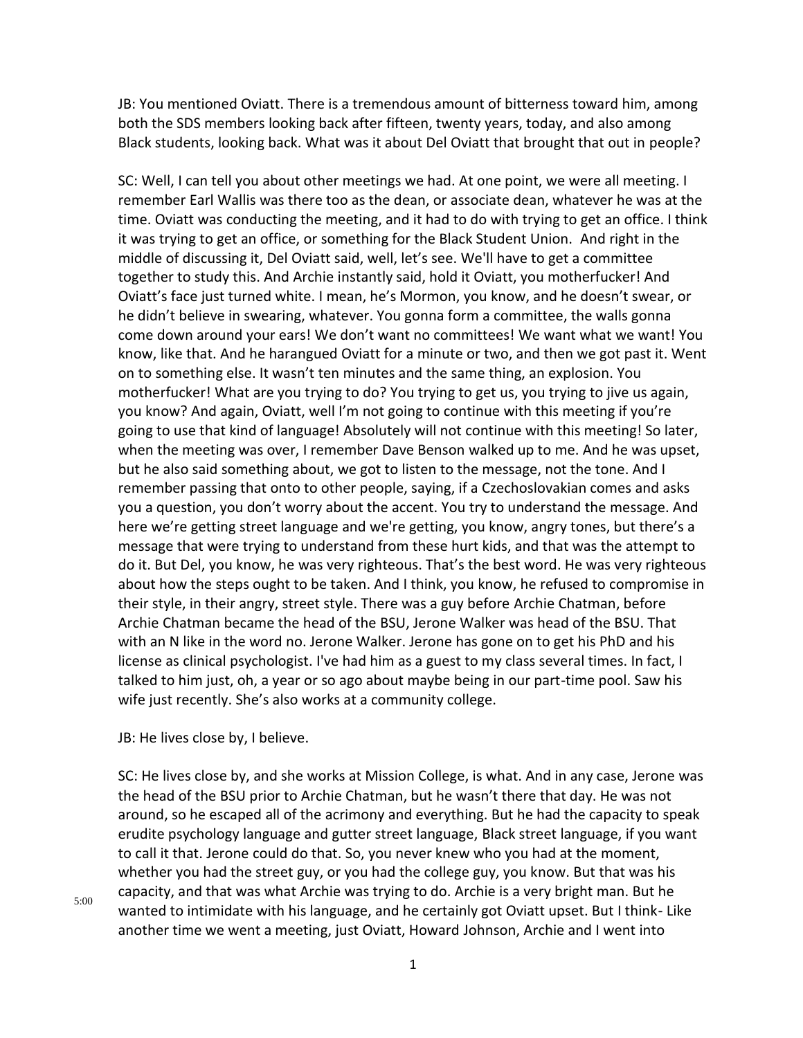JB: You mentioned Oviatt. There is a tremendous amount of bitterness toward him, among both the SDS members looking back after fifteen, twenty years, today, and also among Black students, looking back. What was it about Del Oviatt that brought that out in people?

SC: Well, I can tell you about other meetings we had. At one point, we were all meeting. I remember Earl Wallis was there too as the dean, or associate dean, whatever he was at the time. Oviatt was conducting the meeting, and it had to do with trying to get an office. I think it was trying to get an office, or something for the Black Student Union. And right in the middle of discussing it, Del Oviatt said, well, let's see. We'll have to get a committee together to study this. And Archie instantly said, hold it Oviatt, you motherfucker! And Oviatt's face just turned white. I mean, he's Mormon, you know, and he doesn't swear, or he didn't believe in swearing, whatever. You gonna form a committee, the walls gonna come down around your ears! We don't want no committees! We want what we want! You know, like that. And he harangued Oviatt for a minute or two, and then we got past it. Went on to something else. It wasn't ten minutes and the same thing, an explosion. You motherfucker! What are you trying to do? You trying to get us, you trying to jive us again, you know? And again, Oviatt, well I'm not going to continue with this meeting if you're going to use that kind of language! Absolutely will not continue with this meeting! So later, when the meeting was over, I remember Dave Benson walked up to me. And he was upset, but he also said something about, we got to listen to the message, not the tone. And I remember passing that onto to other people, saying, if a Czechoslovakian comes and asks you a question, you don't worry about the accent. You try to understand the message. And here we're getting street language and we're getting, you know, angry tones, but there's a message that were trying to understand from these hurt kids, and that was the attempt to do it. But Del, you know, he was very righteous. That's the best word. He was very righteous about how the steps ought to be taken. And I think, you know, he refused to compromise in their style, in their angry, street style. There was a guy before Archie Chatman, before Archie Chatman became the head of the BSU, Jerone Walker was head of the BSU. That with an N like in the word no. Jerone Walker. Jerone has gone on to get his PhD and his license as clinical psychologist. I've had him as a guest to my class several times. In fact, I talked to him just, oh, a year or so ago about maybe being in our part-time pool. Saw his wife just recently. She's also works at a community college.

JB: He lives close by, I believe.

SC: He lives close by, and she works at Mission College, is what. And in any case, Jerone was the head of the BSU prior to Archie Chatman, but he wasn't there that day. He was not around, so he escaped all of the acrimony and everything. But he had the capacity to speak erudite psychology language and gutter street language, Black street language, if you want to call it that. Jerone could do that. So, you never knew who you had at the moment, whether you had the street guy, or you had the college guy, you know. But that was his capacity, and that was what Archie was trying to do. Archie is a very bright man. But he wanted to intimidate with his language, and he certainly got Oviatt upset. But I think- Like another time we went a meeting, just Oviatt, Howard Johnson, Archie and I went into

5:00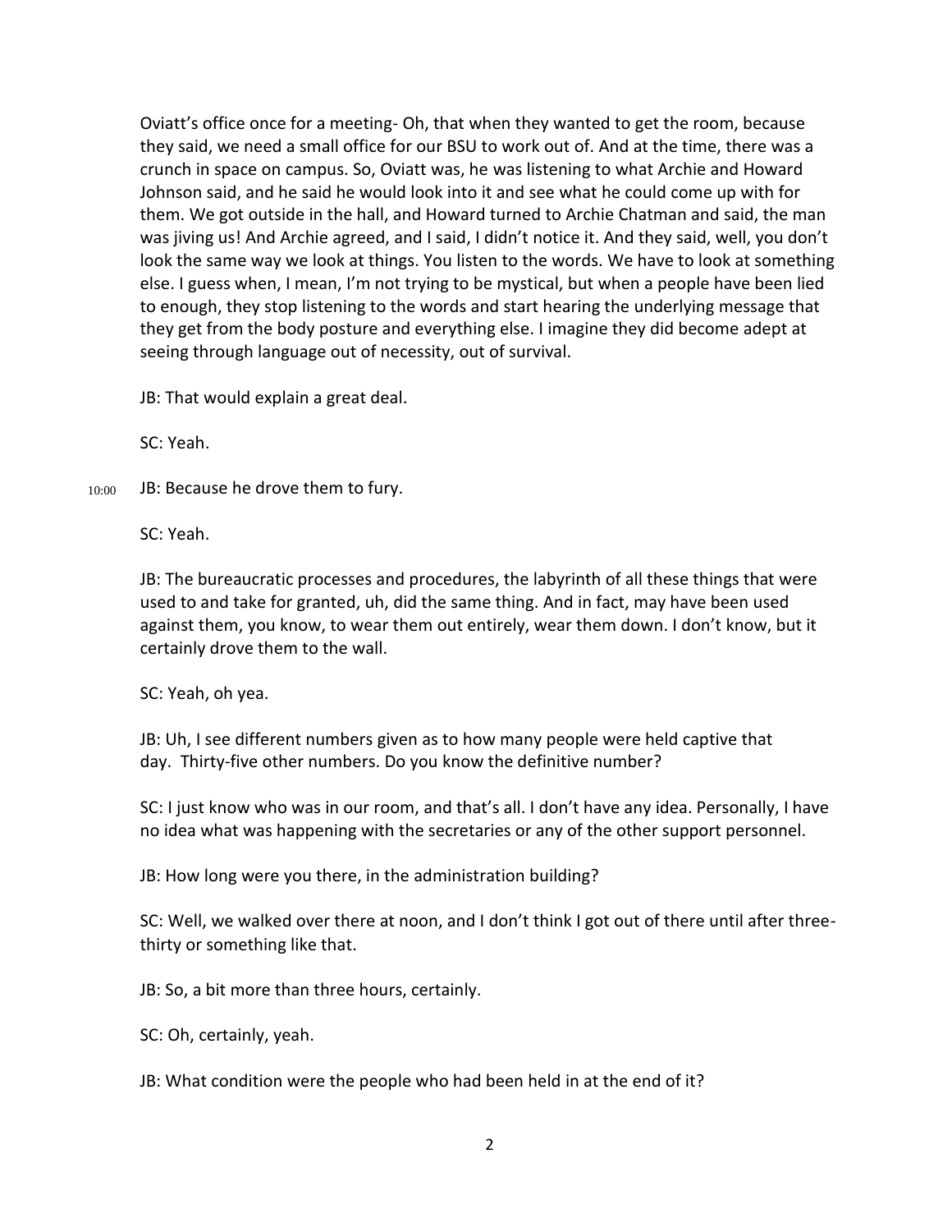Oviatt's office once for a meeting- Oh, that when they wanted to get the room, because they said, we need a small office for our BSU to work out of. And at the time, there was a crunch in space on campus. So, Oviatt was, he was listening to what Archie and Howard Johnson said, and he said he would look into it and see what he could come up with for them. We got outside in the hall, and Howard turned to Archie Chatman and said, the man was jiving us! And Archie agreed, and I said, I didn't notice it. And they said, well, you don't look the same way we look at things. You listen to the words. We have to look at something else. I guess when, I mean, I'm not trying to be mystical, but when a people have been lied to enough, they stop listening to the words and start hearing the underlying message that they get from the body posture and everything else. I imagine they did become adept at seeing through language out of necessity, out of survival.

JB: That would explain a great deal.

SC: Yeah.

10:00 JB: Because he drove them to fury.

SC: Yeah.

JB: The bureaucratic processes and procedures, the labyrinth of all these things that were used to and take for granted, uh, did the same thing. And in fact, may have been used against them, you know, to wear them out entirely, wear them down. I don't know, but it certainly drove them to the wall.

SC: Yeah, oh yea.

JB: Uh, I see different numbers given as to how many people were held captive that day. Thirty-five other numbers. Do you know the definitive number?

SC: I just know who was in our room, and that's all. I don't have any idea. Personally, I have no idea what was happening with the secretaries or any of the other support personnel.

JB: How long were you there, in the administration building?

SC: Well, we walked over there at noon, and I don't think I got out of there until after three-thirty or something like that.

JB: So, a bit more than three hours, certainly.

SC: Oh, certainly, yeah.

JB: What condition were the people who had been held in at the end of it?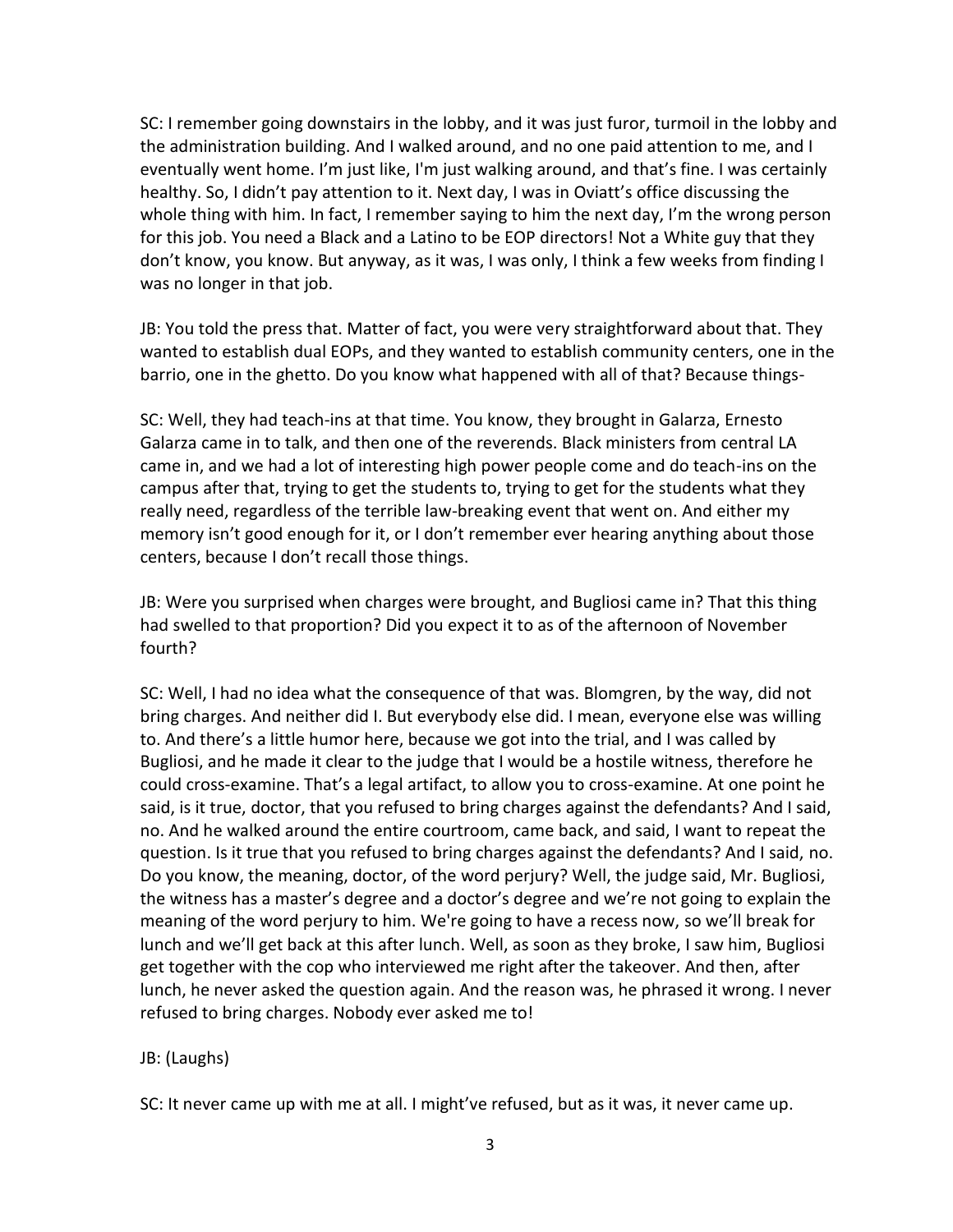SC: I remember going downstairs in the lobby, and it was just furor, turmoil in the lobby and the administration building. And I walked around, and no one paid attention to me, and I eventually went home. I'm just like, I'm just walking around, and that's fine. I was certainly healthy. So, I didn't pay attention to it. Next day, I was in Oviatt's office discussing the whole thing with him. In fact, I remember saying to him the next day, I'm the wrong person for this job. You need a Black and a Latino to be EOP directors! Not a White guy that they don't know, you know. But anyway, as it was, I was only, I think a few weeks from finding I was no longer in that job.

JB: You told the press that. Matter of fact, you were very straightforward about that. They wanted to establish dual EOPs, and they wanted to establish community centers, one in the barrio, one in the ghetto. Do you know what happened with all of that? Because things-

SC: Well, they had teach-ins at that time. You know, they brought in Galarza, Ernesto Galarza came in to talk, and then one of the reverends. Black ministers from central LA came in, and we had a lot of interesting high power people come and do teach-ins on the campus after that, trying to get the students to, trying to get for the students what they really need, regardless of the terrible law-breaking event that went on. And either my memory isn't good enough for it, or I don't remember ever hearing anything about those centers, because I don't recall those things.

JB: Were you surprised when charges were brought, and Bugliosi came in? That this thing had swelled to that proportion? Did you expect it to as of the afternoon of November fourth?

SC: Well, I had no idea what the consequence of that was. Blomgren, by the way, did not bring charges. And neither did I. But everybody else did. I mean, everyone else was willing to. And there's a little humor here, because we got into the trial, and I was called by Bugliosi, and he made it clear to the judge that I would be a hostile witness, therefore he could cross-examine. That's a legal artifact, to allow you to cross-examine. At one point he said, is it true, doctor, that you refused to bring charges against the defendants? And I said, no. And he walked around the entire courtroom, came back, and said, I want to repeat the question. Is it true that you refused to bring charges against the defendants? And I said, no. Do you know, the meaning, doctor, of the word perjury? Well, the judge said, Mr. Bugliosi, the witness has a master's degree and a doctor's degree and we're not going to explain the meaning of the word perjury to him. We're going to have a recess now, so we'll break for lunch and we'll get back at this after lunch. Well, as soon as they broke, I saw him, Bugliosi get together with the cop who interviewed me right after the takeover. And then, after lunch, he never asked the question again. And the reason was, he phrased it wrong. I never refused to bring charges. Nobody ever asked me to!

JB: (Laughs)

SC: It never came up with me at all. I might've refused, but as it was, it never came up.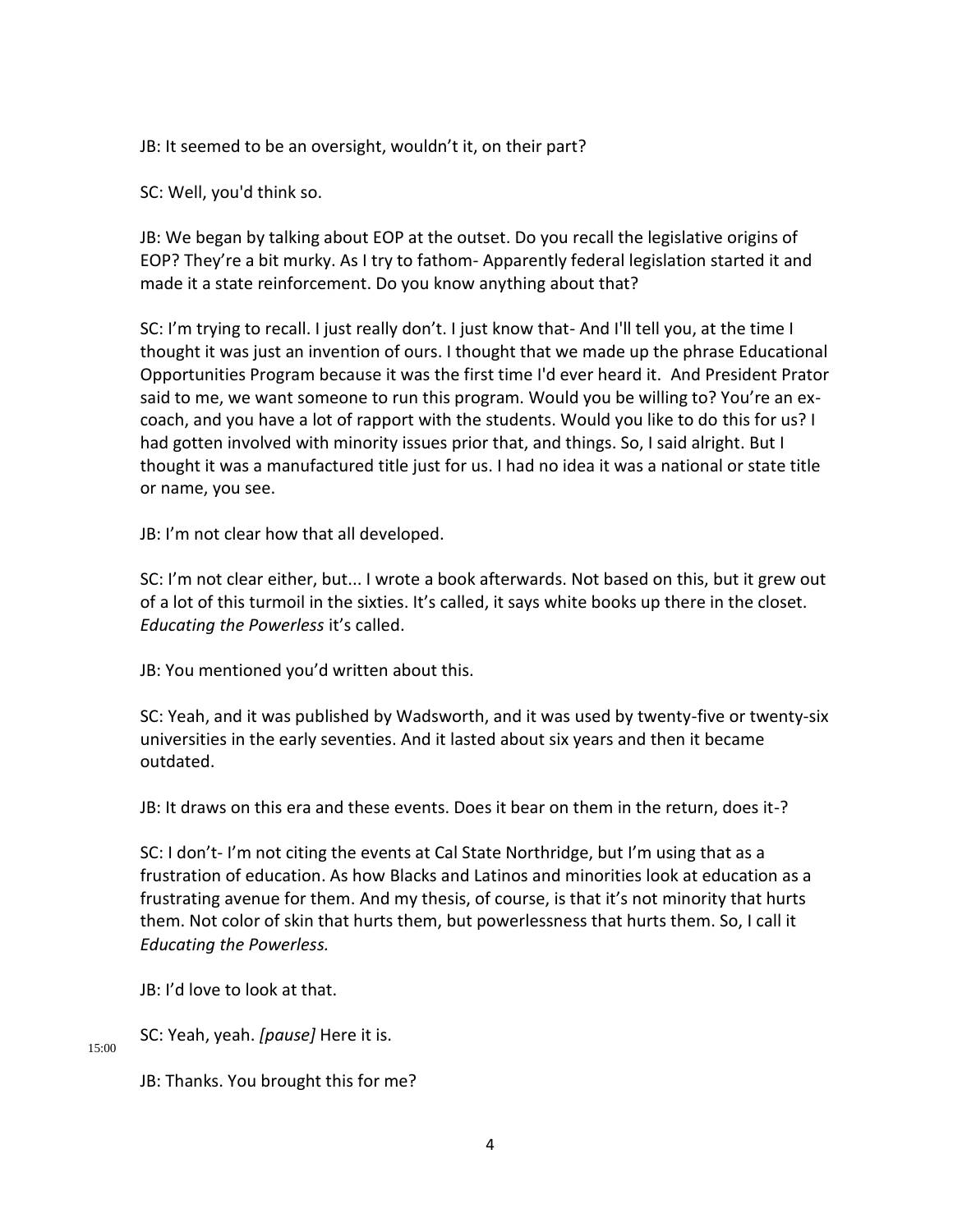JB: It seemed to be an oversight, wouldn't it, on their part?

SC: Well, you'd think so.

JB: We began by talking about EOP at the outset. Do you recall the legislative origins of EOP? They're a bit murky. As I try to fathom- Apparently federal legislation started it and made it a state reinforcement. Do you know anything about that?

SC: I'm trying to recall. I just really don't. I just know that- And I'll tell you, at the time I thought it was just an invention of ours. I thought that we made up the phrase Educational Opportunities Program because it was the first time I'd ever heard it. And President Prator said to me, we want someone to run this program. Would you be willing to? You're an ex-coach, and you have a lot of rapport with the students. Would you like to do this for us? I had gotten involved with minority issues prior that, and things. So, I said alright. But I thought it was a manufactured title just for us. I had no idea it was a national or state title or name, you see.

JB: I'm not clear how that all developed.

SC: I'm not clear either, but... I wrote a book afterwards. Not based on this, but it grew out of a lot of this turmoil in the sixties. It's called, it says white books up there in the closet. *Educating the Powerless* it's called.

JB: You mentioned you'd written about this.

SC: Yeah, and it was published by Wadsworth, and it was used by twenty-five or twenty-six universities in the early seventies. And it lasted about six years and then it became outdated.

JB: It draws on this era and these events. Does it bear on them in the return, does it-?

SC: I don't- I'm not citing the events at Cal State Northridge, but I'm using that as a frustration of education. As how Blacks and Latinos and minorities look at education as a frustrating avenue for them. And my thesis, of course, is that it's not minority that hurts them. Not color of skin that hurts them, but powerlessness that hurts them. So, I call it *Educating the Powerless.*

JB: I'd love to look at that.

15:00

SC: Yeah, yeah. *[pause]* Here it is.

JB: Thanks. You brought this for me?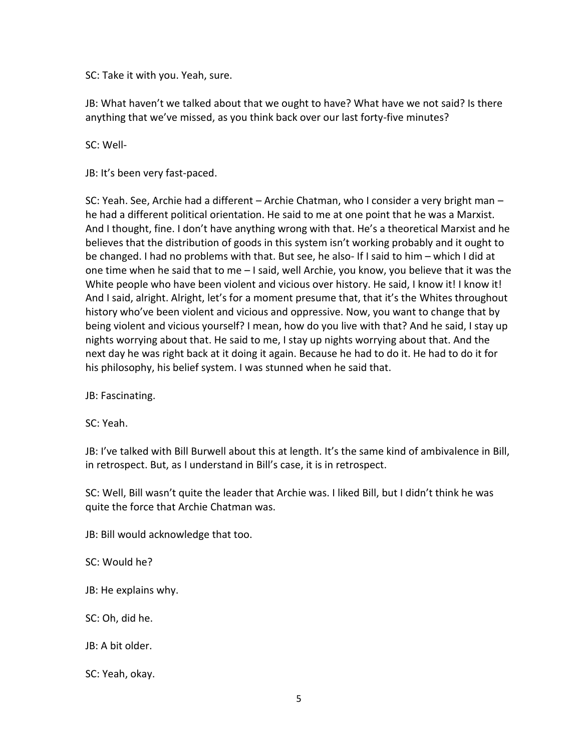SC: Take it with you. Yeah, sure.

JB: What haven't we talked about that we ought to have? What have we not said? Is there anything that we've missed, as you think back over our last forty-five minutes?

SC: Well-

JB: It's been very fast-paced.

SC: Yeah. See, Archie had a different – Archie Chatman, who I consider a very bright man – he had a different political orientation. He said to me at one point that he was a Marxist. And I thought, fine. I don't have anything wrong with that. He's a theoretical Marxist and he believes that the distribution of goods in this system isn't working probably and it ought to be changed. I had no problems with that. But see, he also- If I said to him – which I did at one time when he said that to me – I said, well Archie, you know, you believe that it was the White people who have been violent and vicious over history. He said, I know it! I know it! And I said, alright. Alright, let's for a moment presume that, that it's the Whites throughout history who've been violent and vicious and oppressive. Now, you want to change that by being violent and vicious yourself? I mean, how do you live with that? And he said, I stay up nights worrying about that. He said to me, I stay up nights worrying about that. And the next day he was right back at it doing it again. Because he had to do it. He had to do it for his philosophy, his belief system. I was stunned when he said that.

JB: Fascinating.

SC: Yeah.

JB: I've talked with Bill Burwell about this at length. It's the same kind of ambivalence in Bill, in retrospect. But, as I understand in Bill's case, it is in retrospect.

SC: Well, Bill wasn't quite the leader that Archie was. I liked Bill, but I didn't think he was quite the force that Archie Chatman was.

JB: Bill would acknowledge that too.

SC: Would he?

JB: He explains why.

SC: Oh, did he.

JB: A bit older.

SC: Yeah, okay.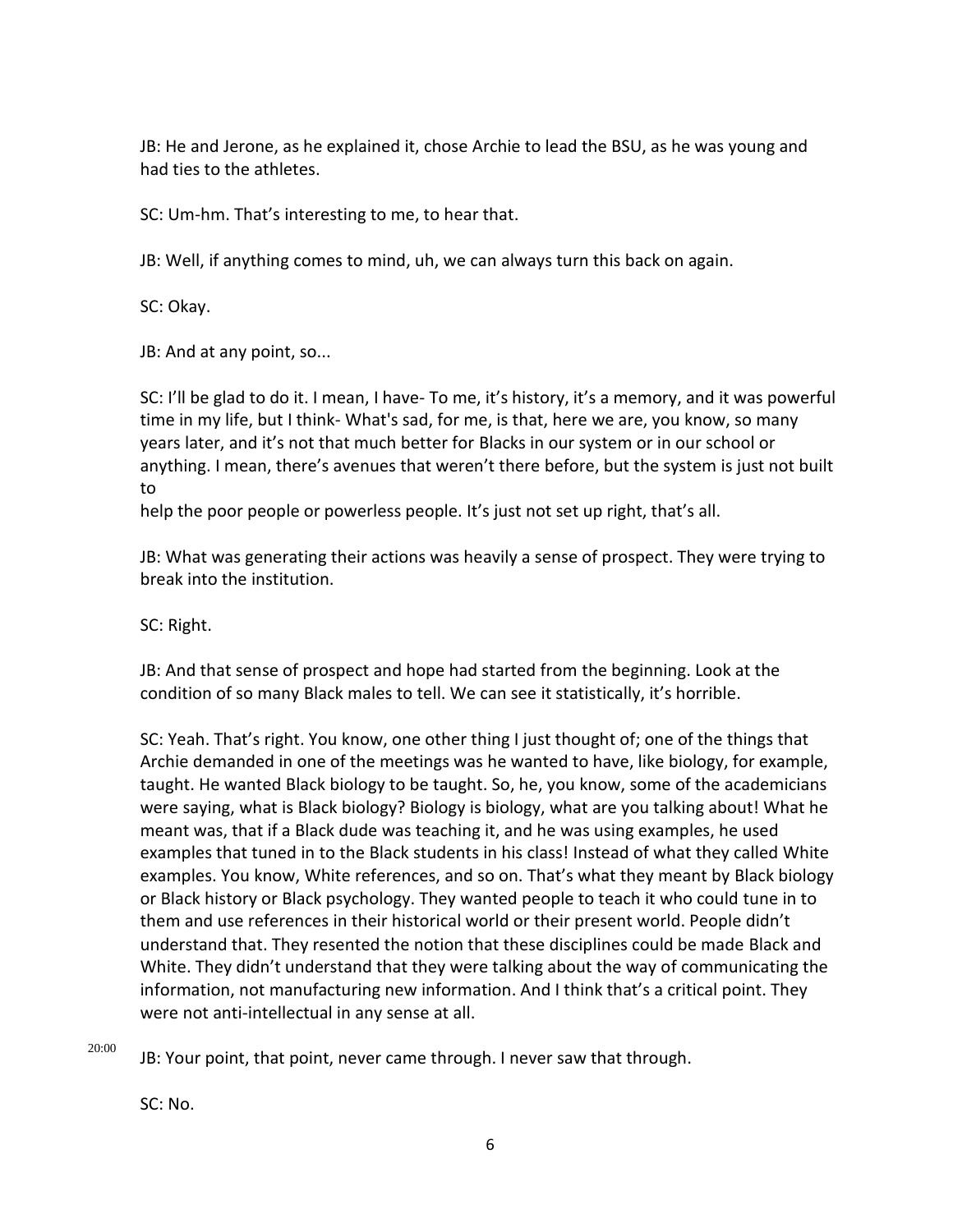JB: He and Jerone, as he explained it, chose Archie to lead the BSU, as he was young and had ties to the athletes.

SC: Um-hm. That's interesting to me, to hear that.

JB: Well, if anything comes to mind, uh, we can always turn this back on again.

SC: Okay.

JB: And at any point, so...

SC: I'll be glad to do it. I mean, I have- To me, it's history, it's a memory, and it was powerful time in my life, but I think- What's sad, for me, is that, here we are, you know, so many years later, and it's not that much better for Blacks in our system or in our school or anything. I mean, there's avenues that weren't there before, but the system is just not built to
help the poor people or powerless people. It's just not set up right, that's all.

JB: What was generating their actions was heavily a sense of prospect. They were trying to break into the institution.

SC: Right.

JB: And that sense of prospect and hope had started from the beginning. Look at the condition of so many Black males to tell. We can see it statistically, it's horrible.

SC: Yeah. That's right. You know, one other thing I just thought of; one of the things that Archie demanded in one of the meetings was he wanted to have, like biology, for example, taught. He wanted Black biology to be taught. So, he, you know, some of the academicians were saying, what is Black biology? Biology is biology, what are you talking about! What he meant was, that if a Black dude was teaching it, and he was using examples, he used examples that tuned in to the Black students in his class! Instead of what they called White examples. You know, White references, and so on. That's what they meant by Black biology or Black history or Black psychology. They wanted people to teach it who could tune in to them and use references in their historical world or their present world. People didn't understand that. They resented the notion that these disciplines could be made Black and White. They didn't understand that they were talking about the way of communicating the information, not manufacturing new information. And I think that's a critical point. They were not anti-intellectual in any sense at all.

20:00

JB: Your point, that point, never came through. I never saw that through.

SC: No.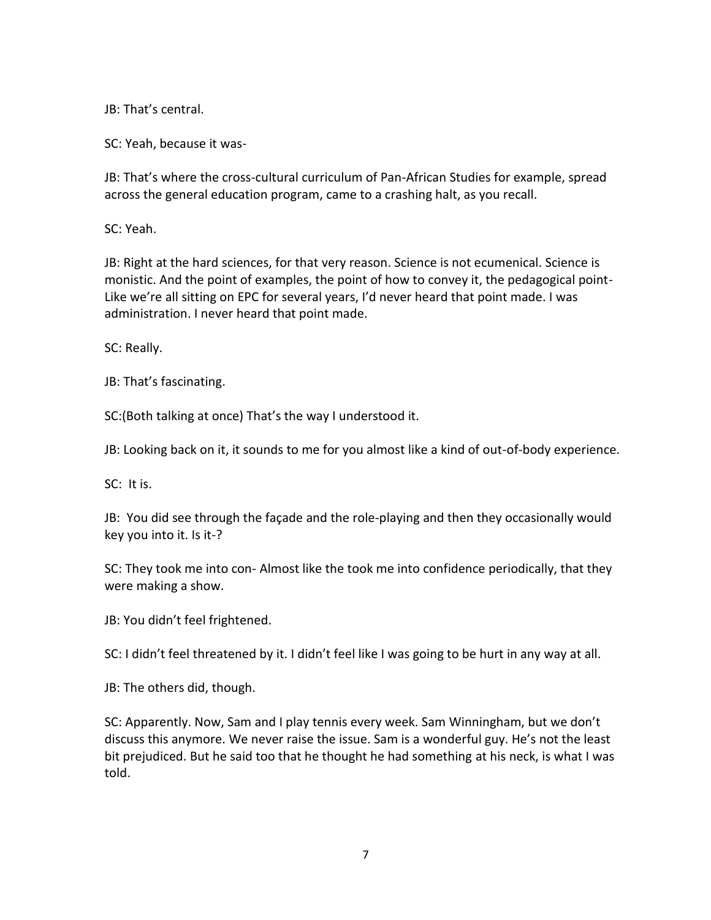JB: That's central.

SC: Yeah, because it was-

JB: That's where the cross-cultural curriculum of Pan-African Studies for example, spread across the general education program, came to a crashing halt, as you recall.

SC: Yeah.

JB: Right at the hard sciences, for that very reason. Science is not ecumenical. Science is monistic. And the point of examples, the point of how to convey it, the pedagogical point- Like we're all sitting on EPC for several years, I'd never heard that point made. I was administration. I never heard that point made.

SC: Really.

JB: That's fascinating.

SC:(Both talking at once) That's the way I understood it.

JB: Looking back on it, it sounds to me for you almost like a kind of out-of-body experience.

SC: It is.

JB: You did see through the façade and the role-playing and then they occasionally would key you into it. Is it-?

SC: They took me into con- Almost like the took me into confidence periodically, that they were making a show.

JB: You didn't feel frightened.

SC: I didn't feel threatened by it. I didn't feel like I was going to be hurt in any way at all.

JB: The others did, though.

SC: Apparently. Now, Sam and I play tennis every week. Sam Winningham, but we don't discuss this anymore. We never raise the issue. Sam is a wonderful guy. He's not the least bit prejudiced. But he said too that he thought he had something at his neck, is what I was told.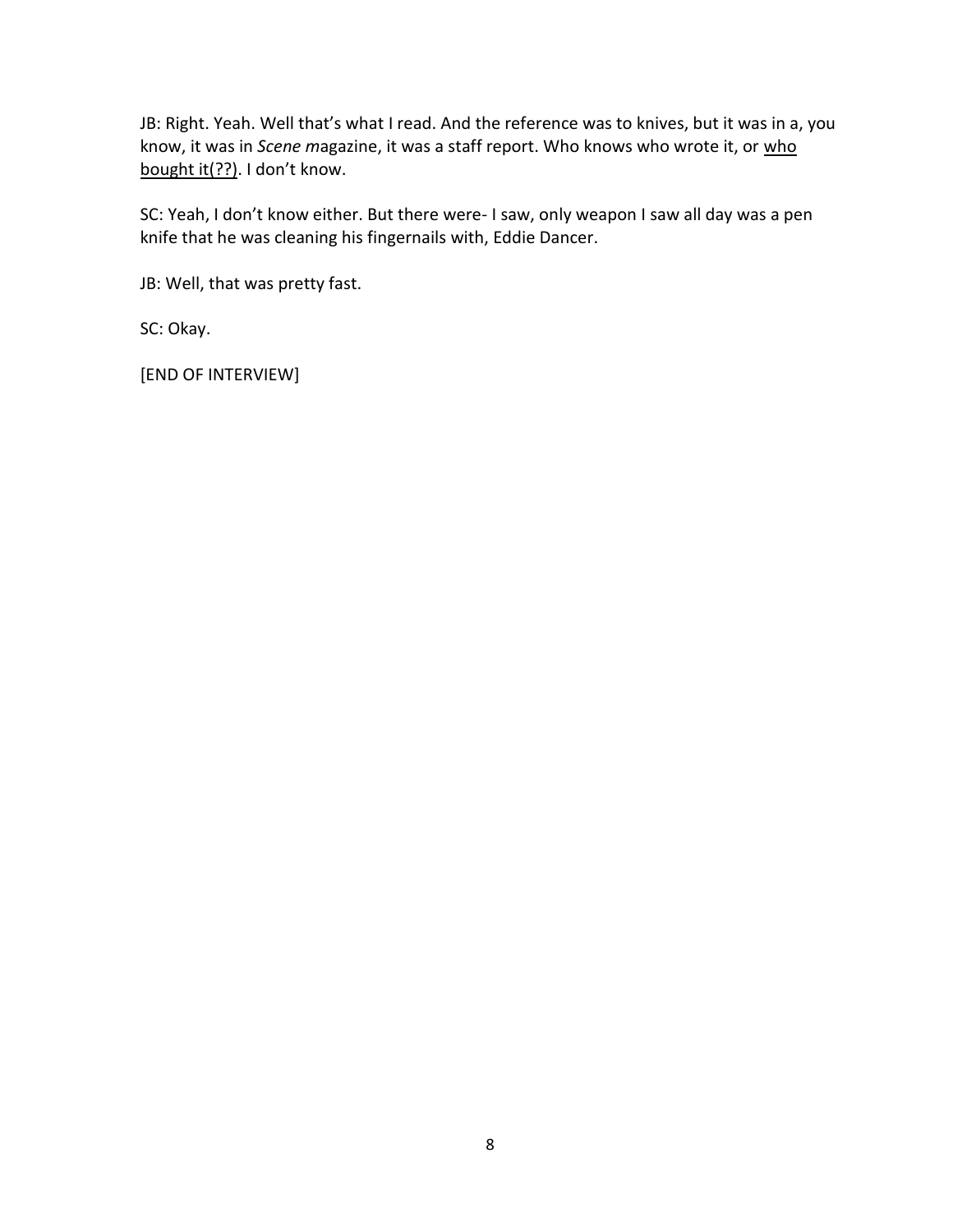JB: Right. Yeah. Well that's what I read. And the reference was to knives, but it was in a, you know, it was in *Scene m*agazine, it was a staff report. Who knows who wrote it, or <u>who bought it(??)</u>. I don't know.

SC: Yeah, I don't know either. But there were- I saw, only weapon I saw all day was a pen knife that he was cleaning his fingernails with, Eddie Dancer.

JB: Well, that was pretty fast.

SC: Okay.

[END OF INTERVIEW]